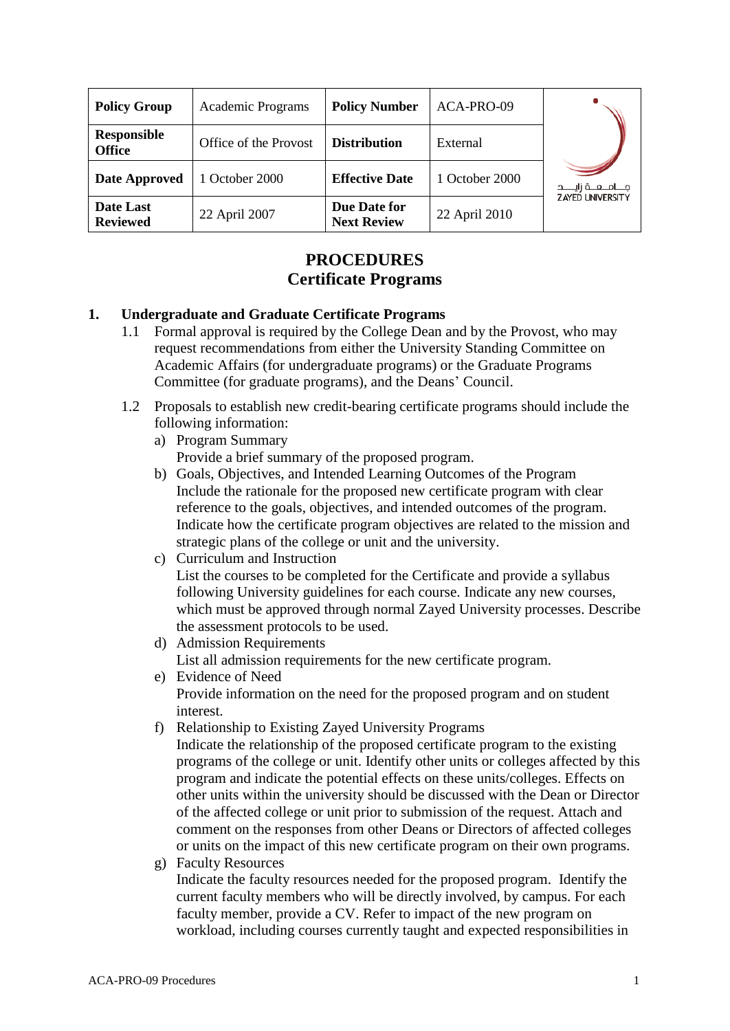| Policy Group | Academic Programs | Policy Number | ACA-PRO-09 |
|---|---|---|---|
| Responsible Office | Office of the Provost | Distribution | External |
| Date Approved | 1 October 2000 | Effective Date | 1 October 2000 |
| Date Last Reviewed | 22 April 2007 | Due Date for Next Review | 22 April 2010 |

# PROCEDURES
# Certificate Programs

## 1. Undergraduate and Graduate Certificate Programs

1.1 Formal approval is required by the College Dean and by the Provost, who may request recommendations from either the University Standing Committee on Academic Affairs (for undergraduate programs) or the Graduate Programs Committee (for graduate programs), and the Deans' Council.

1.2 Proposals to establish new credit-bearing certificate programs should include the following information:

a) Program Summary
Provide a brief summary of the proposed program.

b) Goals, Objectives, and Intended Learning Outcomes of the Program
Include the rationale for the proposed new certificate program with clear reference to the goals, objectives, and intended outcomes of the program. Indicate how the certificate program objectives are related to the mission and strategic plans of the college or unit and the university.

c) Curriculum and Instruction
List the courses to be completed for the Certificate and provide a syllabus following University guidelines for each course. Indicate any new courses, which must be approved through normal Zayed University processes. Describe the assessment protocols to be used.

d) Admission Requirements
List all admission requirements for the new certificate program.

e) Evidence of Need
Provide information on the need for the proposed program and on student interest.

f) Relationship to Existing Zayed University Programs
Indicate the relationship of the proposed certificate program to the existing programs of the college or unit. Identify other units or colleges affected by this program and indicate the potential effects on these units/colleges. Effects on other units within the university should be discussed with the Dean or Director of the affected college or unit prior to submission of the request. Attach and comment on the responses from other Deans or Directors of affected colleges or units on the impact of this new certificate program on their own programs.

g) Faculty Resources
Indicate the faculty resources needed for the proposed program. Identify the current faculty members who will be directly involved, by campus. For each faculty member, provide a CV. Refer to impact of the new program on workload, including courses currently taught and expected responsibilities in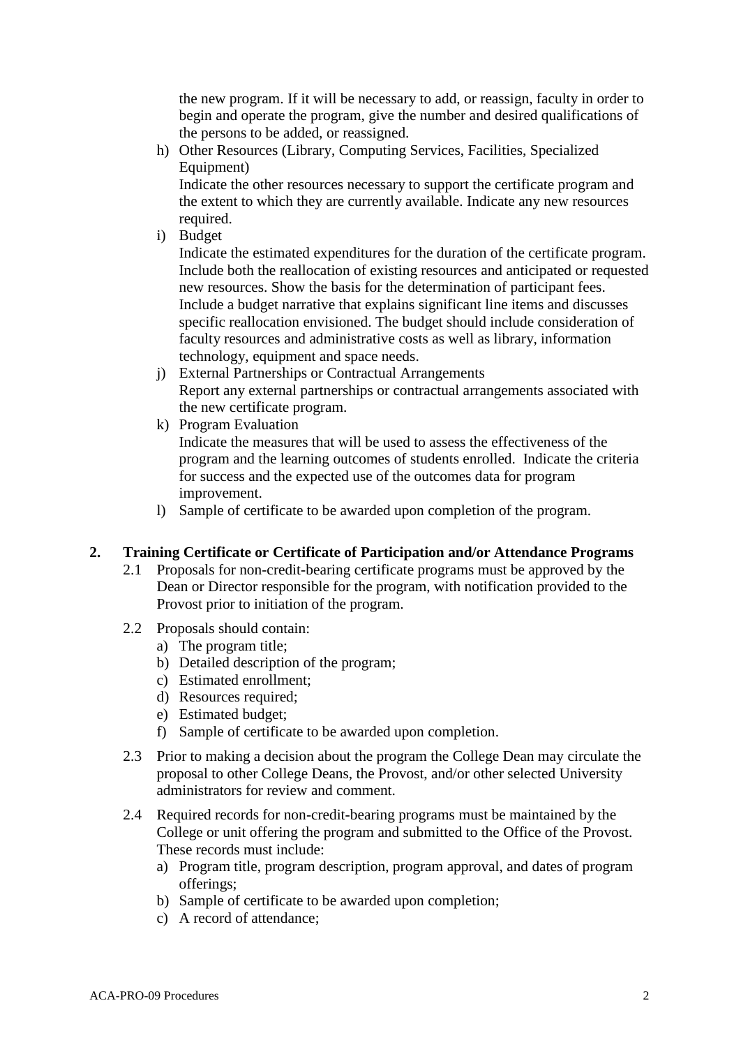the new program. If it will be necessary to add, or reassign, faculty in order to begin and operate the program, give the number and desired qualifications of the persons to be added, or reassigned.

h) Other Resources (Library, Computing Services, Facilities, Specialized Equipment)
   Indicate the other resources necessary to support the certificate program and the extent to which they are currently available. Indicate any new resources required.
i) Budget
   Indicate the estimated expenditures for the duration of the certificate program. Include both the reallocation of existing resources and anticipated or requested new resources. Show the basis for the determination of participant fees. Include a budget narrative that explains significant line items and discusses specific reallocation envisioned. The budget should include consideration of faculty resources and administrative costs as well as library, information technology, equipment and space needs.
j) External Partnerships or Contractual Arrangements
   Report any external partnerships or contractual arrangements associated with the new certificate program.
k) Program Evaluation
   Indicate the measures that will be used to assess the effectiveness of the program and the learning outcomes of students enrolled. Indicate the criteria for success and the expected use of the outcomes data for program improvement.
l) Sample of certificate to be awarded upon completion of the program.

## 2. Training Certificate or Certificate of Participation and/or Attendance Programs

2.1 Proposals for non-credit-bearing certificate programs must be approved by the Dean or Director responsible for the program, with notification provided to the Provost prior to initiation of the program.

2.2 Proposals should contain:
   a) The program title;
   b) Detailed description of the program;
   c) Estimated enrollment;
   d) Resources required;
   e) Estimated budget;
   f) Sample of certificate to be awarded upon completion.

2.3 Prior to making a decision about the program the College Dean may circulate the proposal to other College Deans, the Provost, and/or other selected University administrators for review and comment.

2.4 Required records for non-credit-bearing programs must be maintained by the College or unit offering the program and submitted to the Office of the Provost. These records must include:
   a) Program title, program description, program approval, and dates of program offerings;
   b) Sample of certificate to be awarded upon completion;
   c) A record of attendance;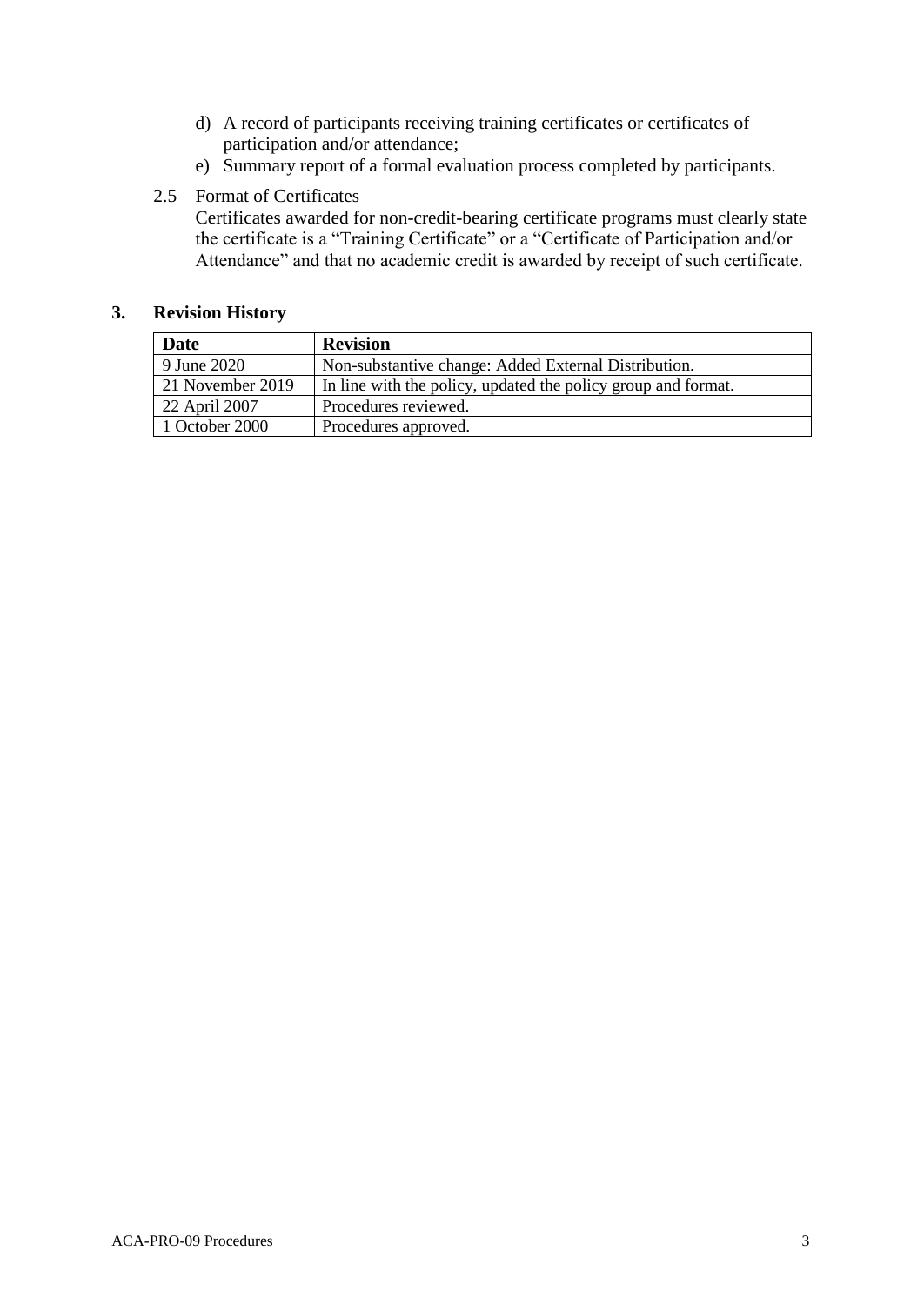d) A record of participants receiving training certificates or certificates of participation and/or attendance;
e) Summary report of a formal evaluation process completed by participants.

2.5 Format of Certificates

Certificates awarded for non-credit-bearing certificate programs must clearly state the certificate is a "Training Certificate" or a "Certificate of Participation and/or Attendance" and that no academic credit is awarded by receipt of such certificate.

## 3. Revision History

| Date | Revision |
|---|---|
| 9 June 2020 | Non-substantive change: Added External Distribution. |
| 21 November 2019 | In line with the policy, updated the policy group and format. |
| 22 April 2007 | Procedures reviewed. |
| 1 October 2000 | Procedures approved. |